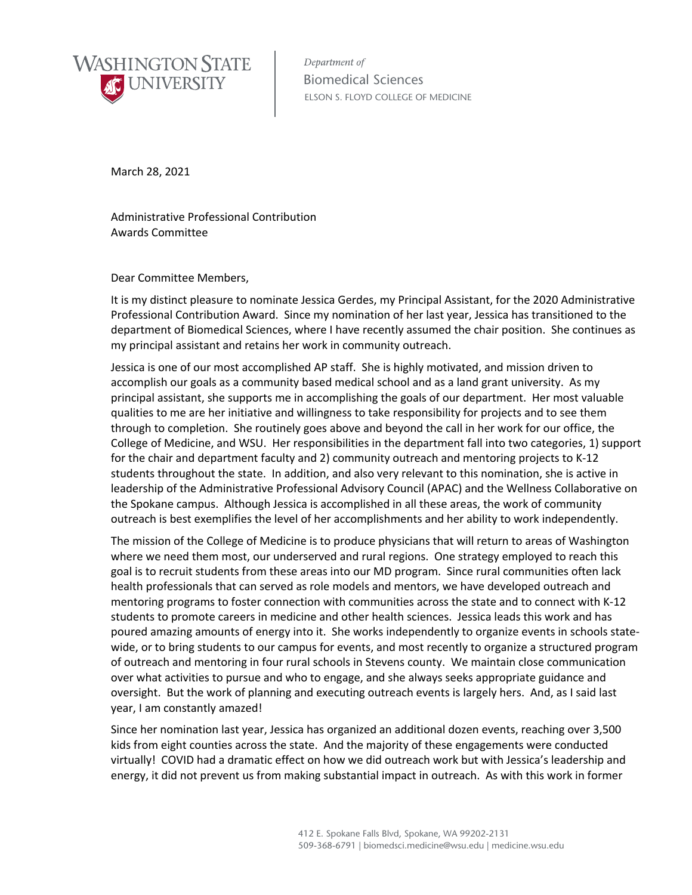Washington State University

*Department of*
Biomedical Sciences
ELSON S. FLOYD COLLEGE OF MEDICINE

March 28, 2021

Administrative Professional Contribution
Awards Committee

Dear Committee Members,

It is my distinct pleasure to nominate Jessica Gerdes, my Principal Assistant, for the 2020 Administrative Professional Contribution Award. Since my nomination of her last year, Jessica has transitioned to the department of Biomedical Sciences, where I have recently assumed the chair position. She continues as my principal assistant and retains her work in community outreach.

Jessica is one of our most accomplished AP staff. She is highly motivated, and mission driven to accomplish our goals as a community based medical school and as a land grant university. As my principal assistant, she supports me in accomplishing the goals of our department. Her most valuable qualities to me are her initiative and willingness to take responsibility for projects and to see them through to completion. She routinely goes above and beyond the call in her work for our office, the College of Medicine, and WSU. Her responsibilities in the department fall into two categories, 1) support for the chair and department faculty and 2) community outreach and mentoring projects to K-12 students throughout the state. In addition, and also very relevant to this nomination, she is active in leadership of the Administrative Professional Advisory Council (APAC) and the Wellness Collaborative on the Spokane campus. Although Jessica is accomplished in all these areas, the work of community outreach is best exemplifies the level of her accomplishments and her ability to work independently.

The mission of the College of Medicine is to produce physicians that will return to areas of Washington where we need them most, our underserved and rural regions. One strategy employed to reach this goal is to recruit students from these areas into our MD program. Since rural communities often lack health professionals that can served as role models and mentors, we have developed outreach and mentoring programs to foster connection with communities across the state and to connect with K-12 students to promote careers in medicine and other health sciences. Jessica leads this work and has poured amazing amounts of energy into it. She works independently to organize events in schools state-wide, or to bring students to our campus for events, and most recently to organize a structured program of outreach and mentoring in four rural schools in Stevens county. We maintain close communication over what activities to pursue and who to engage, and she always seeks appropriate guidance and oversight. But the work of planning and executing outreach events is largely hers. And, as I said last year, I am constantly amazed!

Since her nomination last year, Jessica has organized an additional dozen events, reaching over 3,500 kids from eight counties across the state. And the majority of these engagements were conducted virtually! COVID had a dramatic effect on how we did outreach work but with Jessica's leadership and energy, it did not prevent us from making substantial impact in outreach. As with this work in former

412 E. Spokane Falls Blvd, Spokane, WA 99202-2131
509-368-6791 | biomedsci.medicine@wsu.edu | medicine.wsu.edu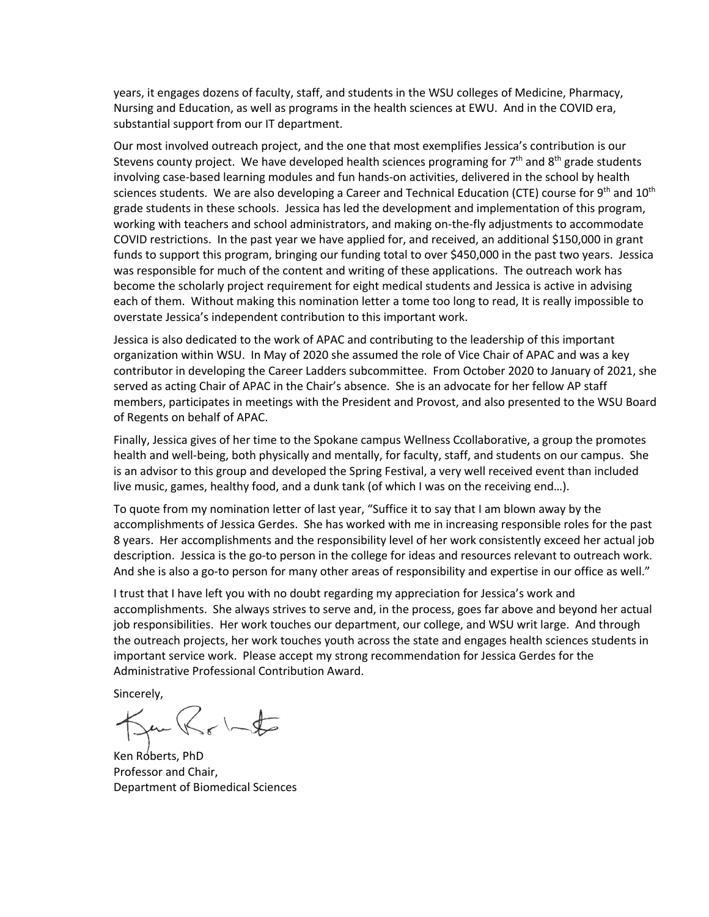years, it engages dozens of faculty, staff, and students in the WSU colleges of Medicine, Pharmacy, Nursing and Education, as well as programs in the health sciences at EWU. And in the COVID era, substantial support from our IT department.

Our most involved outreach project, and the one that most exemplifies Jessica's contribution is our Stevens county project. We have developed health sciences programing for 7th and 8th grade students involving case-based learning modules and fun hands-on activities, delivered in the school by health sciences students. We are also developing a Career and Technical Education (CTE) course for 9th and 10th grade students in these schools. Jessica has led the development and implementation of this program, working with teachers and school administrators, and making on-the-fly adjustments to accommodate COVID restrictions. In the past year we have applied for, and received, an additional $150,000 in grant funds to support this program, bringing our funding total to over $450,000 in the past two years. Jessica was responsible for much of the content and writing of these applications. The outreach work has become the scholarly project requirement for eight medical students and Jessica is active in advising each of them. Without making this nomination letter a tome too long to read, It is really impossible to overstate Jessica's independent contribution to this important work.

Jessica is also dedicated to the work of APAC and contributing to the leadership of this important organization within WSU. In May of 2020 she assumed the role of Vice Chair of APAC and was a key contributor in developing the Career Ladders subcommittee. From October 2020 to January of 2021, she served as acting Chair of APAC in the Chair's absence. She is an advocate for her fellow AP staff members, participates in meetings with the President and Provost, and also presented to the WSU Board of Regents on behalf of APAC.

Finally, Jessica gives of her time to the Spokane campus Wellness Ccollaborative, a group the promotes health and well-being, both physically and mentally, for faculty, staff, and students on our campus. She is an advisor to this group and developed the Spring Festival, a very well received event than included live music, games, healthy food, and a dunk tank (of which I was on the receiving end…).

To quote from my nomination letter of last year, "Suffice it to say that I am blown away by the accomplishments of Jessica Gerdes. She has worked with me in increasing responsible roles for the past 8 years. Her accomplishments and the responsibility level of her work consistently exceed her actual job description. Jessica is the go-to person in the college for ideas and resources relevant to outreach work. And she is also a go-to person for many other areas of responsibility and expertise in our office as well."

I trust that I have left you with no doubt regarding my appreciation for Jessica's work and accomplishments. She always strives to serve and, in the process, goes far above and beyond her actual job responsibilities. Her work touches our department, our college, and WSU writ large. And through the outreach projects, her work touches youth across the state and engages health sciences students in important service work. Please accept my strong recommendation for Jessica Gerdes for the Administrative Professional Contribution Award.

Sincerely,

Ken Roberts, PhD
Professor and Chair,
Department of Biomedical Sciences